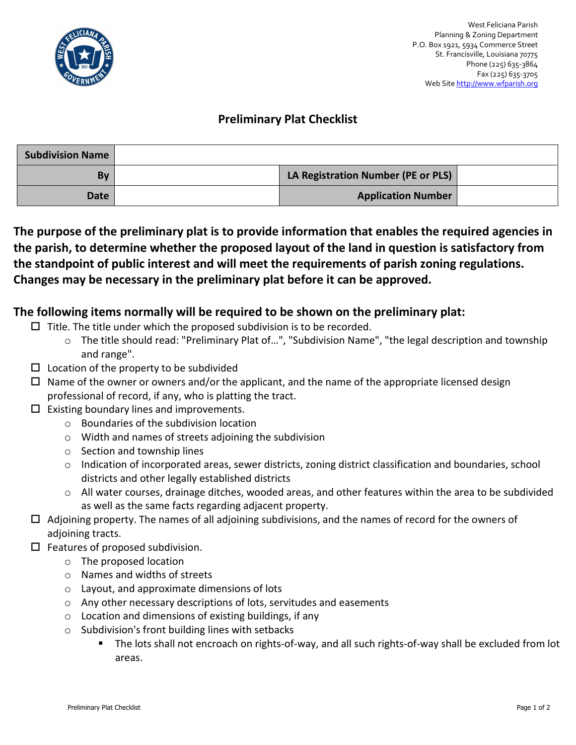West Feliciana Parish
Planning & Zoning Department
P.O. Box 1921, 5934 Commerce Street
St. Francisville, Louisiana 70775
Phone (225) 635-3864
Fax (225) 635-3705
Web Site http://www.wfparish.org

# Preliminary Plat Checklist

| **Subdivision Name** | | | |
|---|---|---|---|
| **By** | | **LA Registration Number (PE or PLS)** | |
| **Date** | | **Application Number** | |

**The purpose of the preliminary plat is to provide information that enables the required agencies in the parish, to determine whether the proposed layout of the land in question is satisfactory from the standpoint of public interest and will meet the requirements of parish zoning regulations. Changes may be necessary in the preliminary plat before it can be approved.**

## The following items normally will be required to be shown on the preliminary plat:

- ☐ Title. The title under which the proposed subdivision is to be recorded.
  - The title should read: "Preliminary Plat of…", "Subdivision Name", "the legal description and township and range".
- ☐ Location of the property to be subdivided
- ☐ Name of the owner or owners and/or the applicant, and the name of the appropriate licensed design professional of record, if any, who is platting the tract.
- ☐ Existing boundary lines and improvements.
  - Boundaries of the subdivision location
  - Width and names of streets adjoining the subdivision
  - Section and township lines
  - Indication of incorporated areas, sewer districts, zoning district classification and boundaries, school districts and other legally established districts
  - All water courses, drainage ditches, wooded areas, and other features within the area to be subdivided as well as the same facts regarding adjacent property.
- ☐ Adjoining property. The names of all adjoining subdivisions, and the names of record for the owners of adjoining tracts.
- ☐ Features of proposed subdivision.
  - The proposed location
  - Names and widths of streets
  - Layout, and approximate dimensions of lots
  - Any other necessary descriptions of lots, servitudes and easements
  - Location and dimensions of existing buildings, if any
  - Subdivision's front building lines with setbacks
    - The lots shall not encroach on rights-of-way, and all such rights-of-way shall be excluded from lot areas.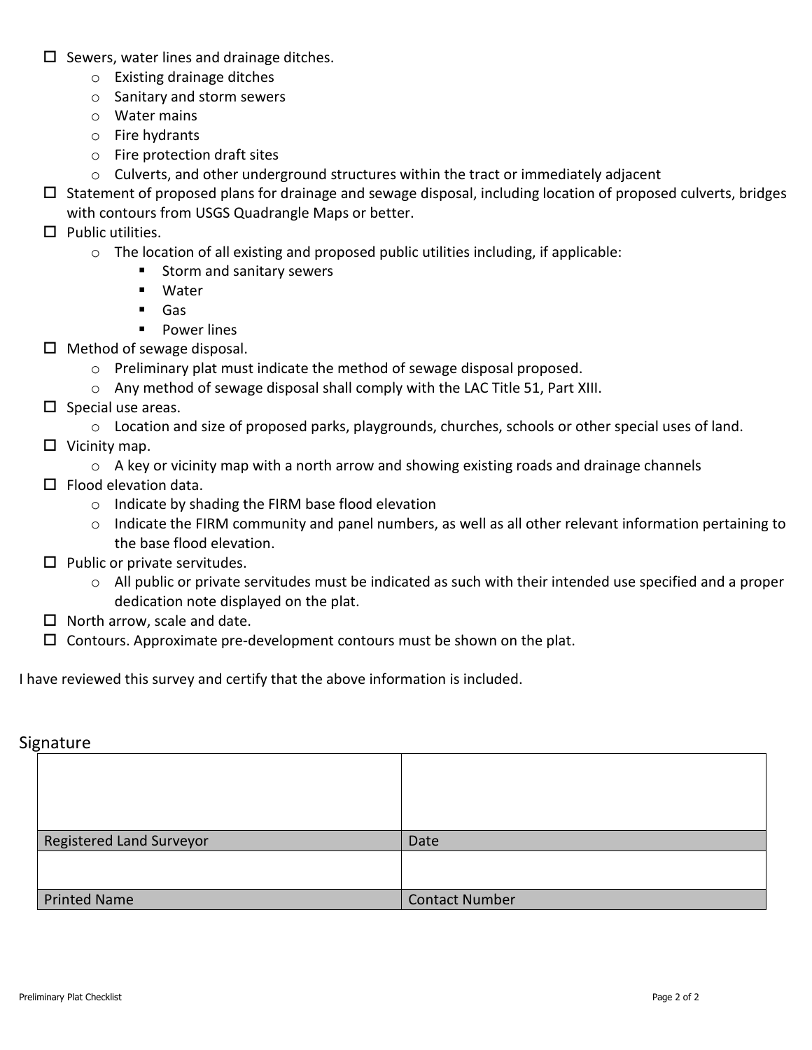- ☐ Sewers, water lines and drainage ditches.
  - Existing drainage ditches
  - Sanitary and storm sewers
  - Water mains
  - Fire hydrants
  - Fire protection draft sites
  - Culverts, and other underground structures within the tract or immediately adjacent
- ☐ Statement of proposed plans for drainage and sewage disposal, including location of proposed culverts, bridges with contours from USGS Quadrangle Maps or better.
- ☐ Public utilities.
  - The location of all existing and proposed public utilities including, if applicable:
    - Storm and sanitary sewers
    - Water
    - Gas
    - Power lines
- ☐ Method of sewage disposal.
  - Preliminary plat must indicate the method of sewage disposal proposed.
  - Any method of sewage disposal shall comply with the LAC Title 51, Part XIII.
- ☐ Special use areas.
  - Location and size of proposed parks, playgrounds, churches, schools or other special uses of land.
- ☐ Vicinity map.
  - A key or vicinity map with a north arrow and showing existing roads and drainage channels
- ☐ Flood elevation data.
  - Indicate by shading the FIRM base flood elevation
  - Indicate the FIRM community and panel numbers, as well as all other relevant information pertaining to the base flood elevation.
- ☐ Public or private servitudes.
  - All public or private servitudes must be indicated as such with their intended use specified and a proper dedication note displayed on the plat.
- ☐ North arrow, scale and date.
- ☐ Contours. Approximate pre-development contours must be shown on the plat.

I have reviewed this survey and certify that the above information is included.

## Signature

| | |
|---|---|
| | |
| Registered Land Surveyor | Date |
| | |
| Printed Name | Contact Number |